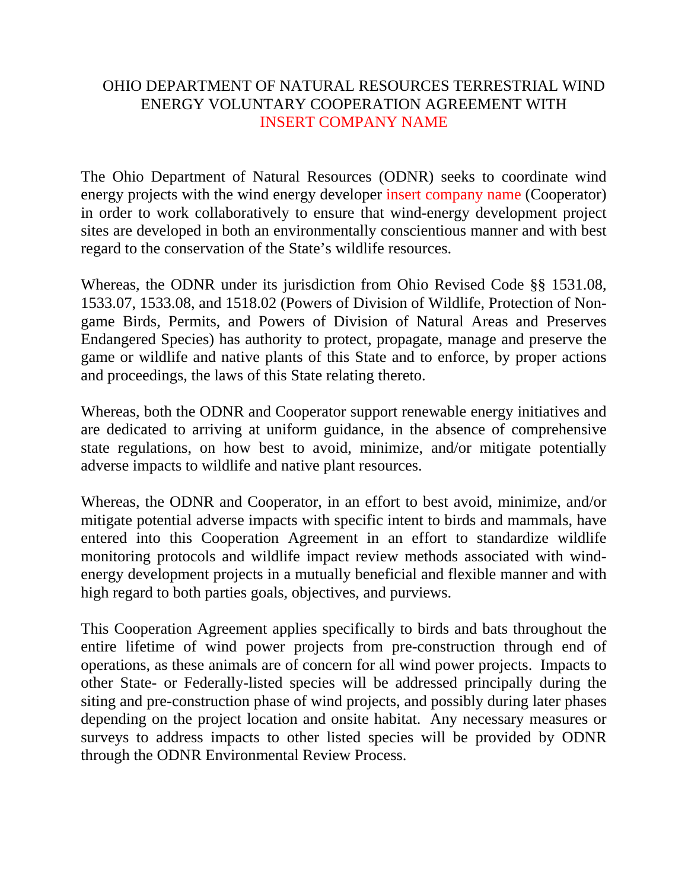# OHIO DEPARTMENT OF NATURAL RESOURCES TERRESTRIAL WIND ENERGY VOLUNTARY COOPERATION AGREEMENT WITH INSERT COMPANY NAME

The Ohio Department of Natural Resources (ODNR) seeks to coordinate wind energy projects with the wind energy developer insert company name (Cooperator) in order to work collaboratively to ensure that wind-energy development project sites are developed in both an environmentally conscientious manner and with best regard to the conservation of the State's wildlife resources.

Whereas, the ODNR under its jurisdiction from Ohio Revised Code §§ 1531.08, 1533.07, 1533.08, and 1518.02 (Powers of Division of Wildlife, Protection of Non-game Birds, Permits, and Powers of Division of Natural Areas and Preserves Endangered Species) has authority to protect, propagate, manage and preserve the game or wildlife and native plants of this State and to enforce, by proper actions and proceedings, the laws of this State relating thereto.

Whereas, both the ODNR and Cooperator support renewable energy initiatives and are dedicated to arriving at uniform guidance, in the absence of comprehensive state regulations, on how best to avoid, minimize, and/or mitigate potentially adverse impacts to wildlife and native plant resources.

Whereas, the ODNR and Cooperator, in an effort to best avoid, minimize, and/or mitigate potential adverse impacts with specific intent to birds and mammals, have entered into this Cooperation Agreement in an effort to standardize wildlife monitoring protocols and wildlife impact review methods associated with wind-energy development projects in a mutually beneficial and flexible manner and with high regard to both parties goals, objectives, and purviews.

This Cooperation Agreement applies specifically to birds and bats throughout the entire lifetime of wind power projects from pre-construction through end of operations, as these animals are of concern for all wind power projects. Impacts to other State- or Federally-listed species will be addressed principally during the siting and pre-construction phase of wind projects, and possibly during later phases depending on the project location and onsite habitat. Any necessary measures or surveys to address impacts to other listed species will be provided by ODNR through the ODNR Environmental Review Process.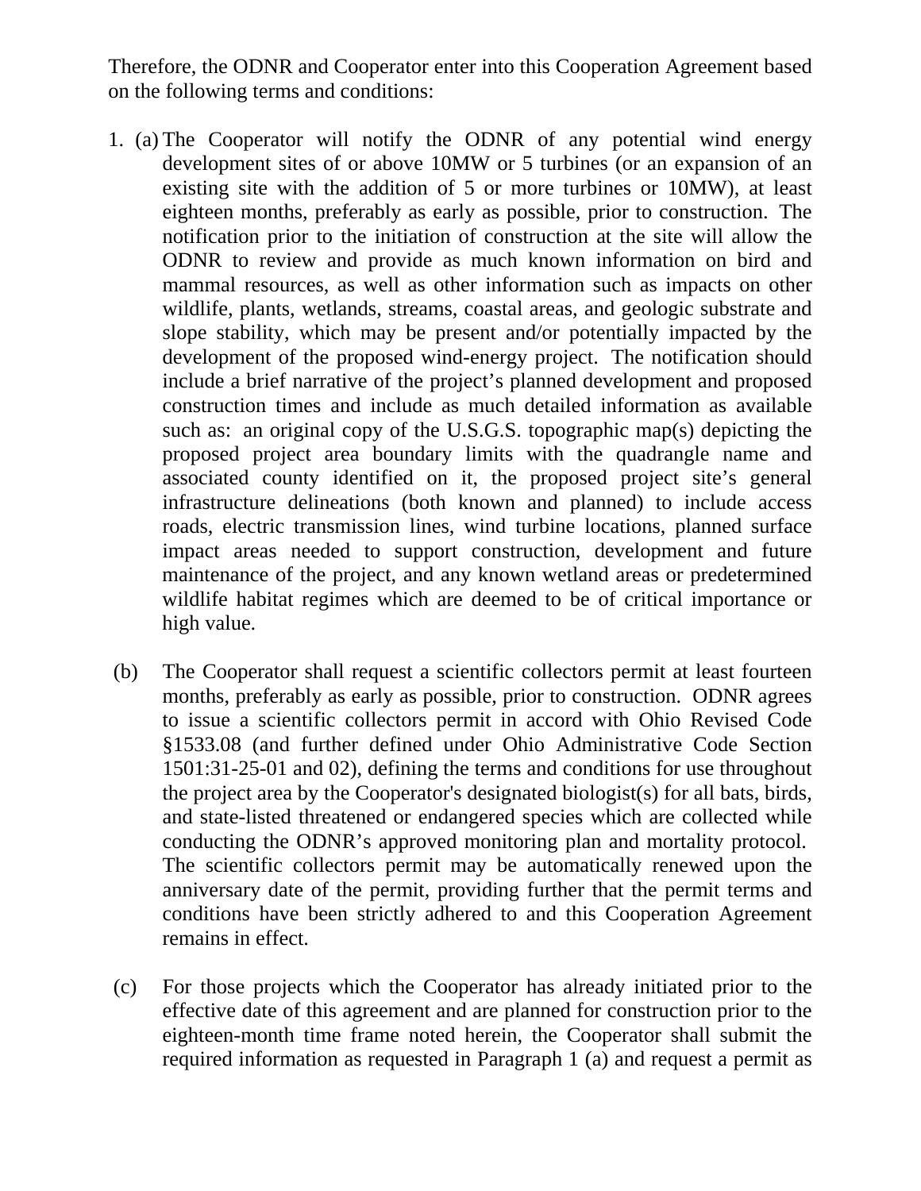Therefore, the ODNR and Cooperator enter into this Cooperation Agreement based on the following terms and conditions:

1. (a) The Cooperator will notify the ODNR of any potential wind energy development sites of or above 10MW or 5 turbines (or an expansion of an existing site with the addition of 5 or more turbines or 10MW), at least eighteen months, preferably as early as possible, prior to construction. The notification prior to the initiation of construction at the site will allow the ODNR to review and provide as much known information on bird and mammal resources, as well as other information such as impacts on other wildlife, plants, wetlands, streams, coastal areas, and geologic substrate and slope stability, which may be present and/or potentially impacted by the development of the proposed wind-energy project. The notification should include a brief narrative of the project's planned development and proposed construction times and include as much detailed information as available such as: an original copy of the U.S.G.S. topographic map(s) depicting the proposed project area boundary limits with the quadrangle name and associated county identified on it, the proposed project site's general infrastructure delineations (both known and planned) to include access roads, electric transmission lines, wind turbine locations, planned surface impact areas needed to support construction, development and future maintenance of the project, and any known wetland areas or predetermined wildlife habitat regimes which are deemed to be of critical importance or high value.

   (b) The Cooperator shall request a scientific collectors permit at least fourteen months, preferably as early as possible, prior to construction. ODNR agrees to issue a scientific collectors permit in accord with Ohio Revised Code §1533.08 (and further defined under Ohio Administrative Code Section 1501:31-25-01 and 02), defining the terms and conditions for use throughout the project area by the Cooperator's designated biologist(s) for all bats, birds, and state-listed threatened or endangered species which are collected while conducting the ODNR's approved monitoring plan and mortality protocol. The scientific collectors permit may be automatically renewed upon the anniversary date of the permit, providing further that the permit terms and conditions have been strictly adhered to and this Cooperation Agreement remains in effect.

   (c) For those projects which the Cooperator has already initiated prior to the effective date of this agreement and are planned for construction prior to the eighteen-month time frame noted herein, the Cooperator shall submit the required information as requested in Paragraph 1 (a) and request a permit as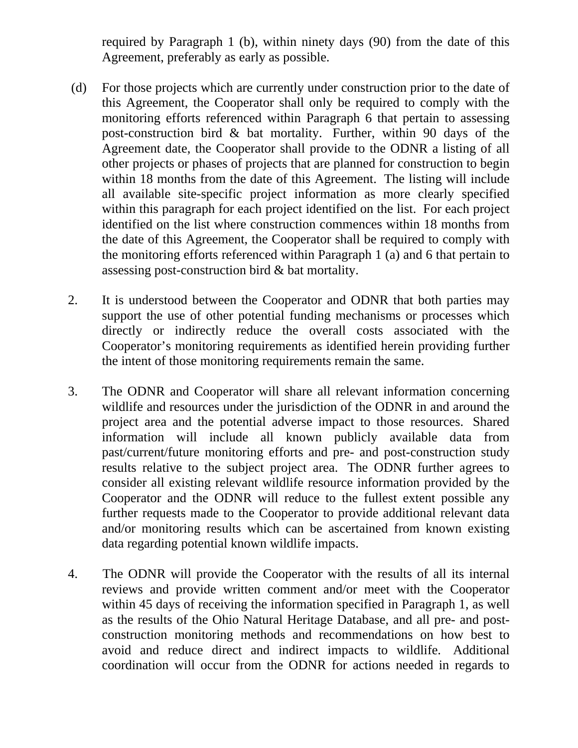required by Paragraph 1 (b), within ninety days (90) from the date of this Agreement, preferably as early as possible.

(d) For those projects which are currently under construction prior to the date of this Agreement, the Cooperator shall only be required to comply with the monitoring efforts referenced within Paragraph 6 that pertain to assessing post-construction bird & bat mortality. Further, within 90 days of the Agreement date, the Cooperator shall provide to the ODNR a listing of all other projects or phases of projects that are planned for construction to begin within 18 months from the date of this Agreement. The listing will include all available site-specific project information as more clearly specified within this paragraph for each project identified on the list. For each project identified on the list where construction commences within 18 months from the date of this Agreement, the Cooperator shall be required to comply with the monitoring efforts referenced within Paragraph 1 (a) and 6 that pertain to assessing post-construction bird & bat mortality.

2. It is understood between the Cooperator and ODNR that both parties may support the use of other potential funding mechanisms or processes which directly or indirectly reduce the overall costs associated with the Cooperator's monitoring requirements as identified herein providing further the intent of those monitoring requirements remain the same.

3. The ODNR and Cooperator will share all relevant information concerning wildlife and resources under the jurisdiction of the ODNR in and around the project area and the potential adverse impact to those resources. Shared information will include all known publicly available data from past/current/future monitoring efforts and pre- and post-construction study results relative to the subject project area. The ODNR further agrees to consider all existing relevant wildlife resource information provided by the Cooperator and the ODNR will reduce to the fullest extent possible any further requests made to the Cooperator to provide additional relevant data and/or monitoring results which can be ascertained from known existing data regarding potential known wildlife impacts.

4. The ODNR will provide the Cooperator with the results of all its internal reviews and provide written comment and/or meet with the Cooperator within 45 days of receiving the information specified in Paragraph 1, as well as the results of the Ohio Natural Heritage Database, and all pre- and post-construction monitoring methods and recommendations on how best to avoid and reduce direct and indirect impacts to wildlife. Additional coordination will occur from the ODNR for actions needed in regards to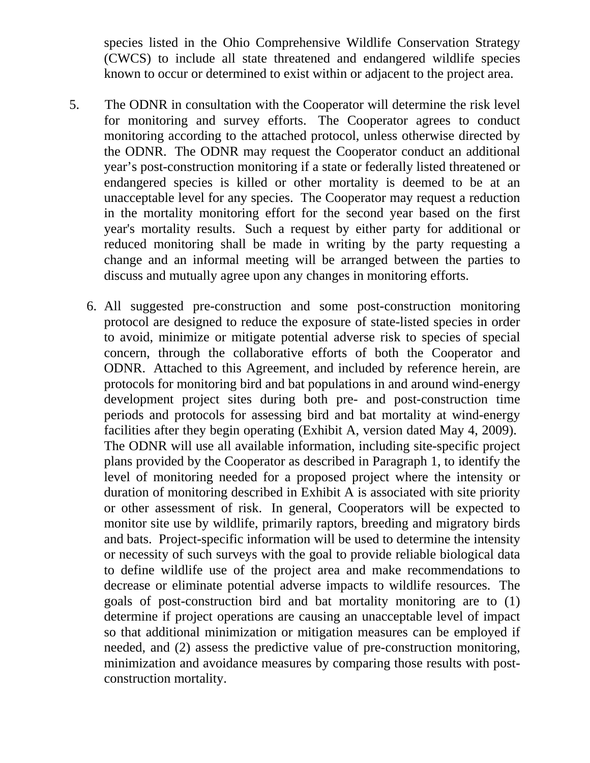species listed in the Ohio Comprehensive Wildlife Conservation Strategy (CWCS) to include all state threatened and endangered wildlife species known to occur or determined to exist within or adjacent to the project area.

5. The ODNR in consultation with the Cooperator will determine the risk level for monitoring and survey efforts. The Cooperator agrees to conduct monitoring according to the attached protocol, unless otherwise directed by the ODNR. The ODNR may request the Cooperator conduct an additional year's post-construction monitoring if a state or federally listed threatened or endangered species is killed or other mortality is deemed to be at an unacceptable level for any species. The Cooperator may request a reduction in the mortality monitoring effort for the second year based on the first year's mortality results. Such a request by either party for additional or reduced monitoring shall be made in writing by the party requesting a change and an informal meeting will be arranged between the parties to discuss and mutually agree upon any changes in monitoring efforts.

6. All suggested pre-construction and some post-construction monitoring protocol are designed to reduce the exposure of state-listed species in order to avoid, minimize or mitigate potential adverse risk to species of special concern, through the collaborative efforts of both the Cooperator and ODNR. Attached to this Agreement, and included by reference herein, are protocols for monitoring bird and bat populations in and around wind-energy development project sites during both pre- and post-construction time periods and protocols for assessing bird and bat mortality at wind-energy facilities after they begin operating (Exhibit A, version dated May 4, 2009). The ODNR will use all available information, including site-specific project plans provided by the Cooperator as described in Paragraph 1, to identify the level of monitoring needed for a proposed project where the intensity or duration of monitoring described in Exhibit A is associated with site priority or other assessment of risk. In general, Cooperators will be expected to monitor site use by wildlife, primarily raptors, breeding and migratory birds and bats. Project-specific information will be used to determine the intensity or necessity of such surveys with the goal to provide reliable biological data to define wildlife use of the project area and make recommendations to decrease or eliminate potential adverse impacts to wildlife resources. The goals of post-construction bird and bat mortality monitoring are to (1) determine if project operations are causing an unacceptable level of impact so that additional minimization or mitigation measures can be employed if needed, and (2) assess the predictive value of pre-construction monitoring, minimization and avoidance measures by comparing those results with post-construction mortality.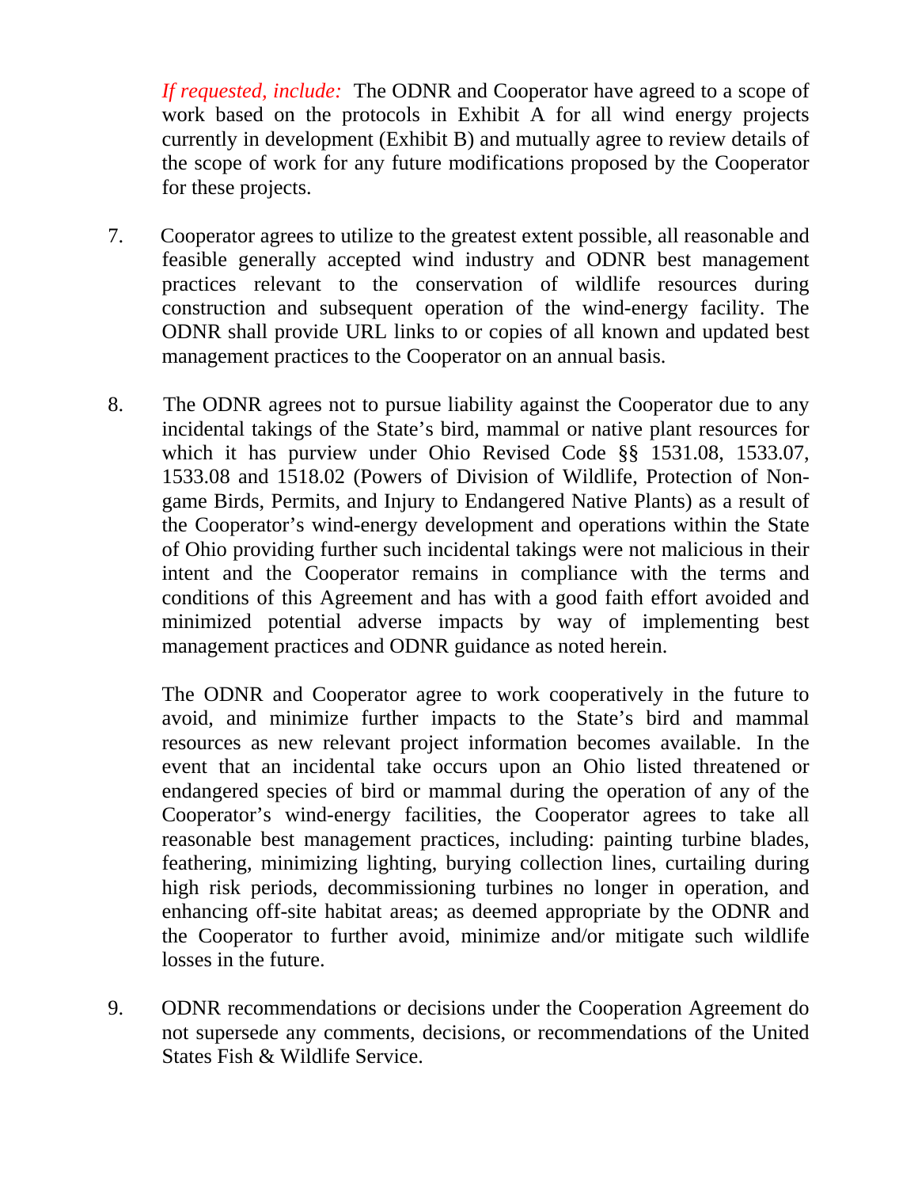*If requested, include:* The ODNR and Cooperator have agreed to a scope of work based on the protocols in Exhibit A for all wind energy projects currently in development (Exhibit B) and mutually agree to review details of the scope of work for any future modifications proposed by the Cooperator for these projects.

7. Cooperator agrees to utilize to the greatest extent possible, all reasonable and feasible generally accepted wind industry and ODNR best management practices relevant to the conservation of wildlife resources during construction and subsequent operation of the wind-energy facility. The ODNR shall provide URL links to or copies of all known and updated best management practices to the Cooperator on an annual basis.

8. The ODNR agrees not to pursue liability against the Cooperator due to any incidental takings of the State's bird, mammal or native plant resources for which it has purview under Ohio Revised Code §§ 1531.08, 1533.07, 1533.08 and 1518.02 (Powers of Division of Wildlife, Protection of Non-game Birds, Permits, and Injury to Endangered Native Plants) as a result of the Cooperator's wind-energy development and operations within the State of Ohio providing further such incidental takings were not malicious in their intent and the Cooperator remains in compliance with the terms and conditions of this Agreement and has with a good faith effort avoided and minimized potential adverse impacts by way of implementing best management practices and ODNR guidance as noted herein.

   The ODNR and Cooperator agree to work cooperatively in the future to avoid, and minimize further impacts to the State's bird and mammal resources as new relevant project information becomes available. In the event that an incidental take occurs upon an Ohio listed threatened or endangered species of bird or mammal during the operation of any of the Cooperator's wind-energy facilities, the Cooperator agrees to take all reasonable best management practices, including: painting turbine blades, feathering, minimizing lighting, burying collection lines, curtailing during high risk periods, decommissioning turbines no longer in operation, and enhancing off-site habitat areas; as deemed appropriate by the ODNR and the Cooperator to further avoid, minimize and/or mitigate such wildlife losses in the future.

9. ODNR recommendations or decisions under the Cooperation Agreement do not supersede any comments, decisions, or recommendations of the United States Fish & Wildlife Service.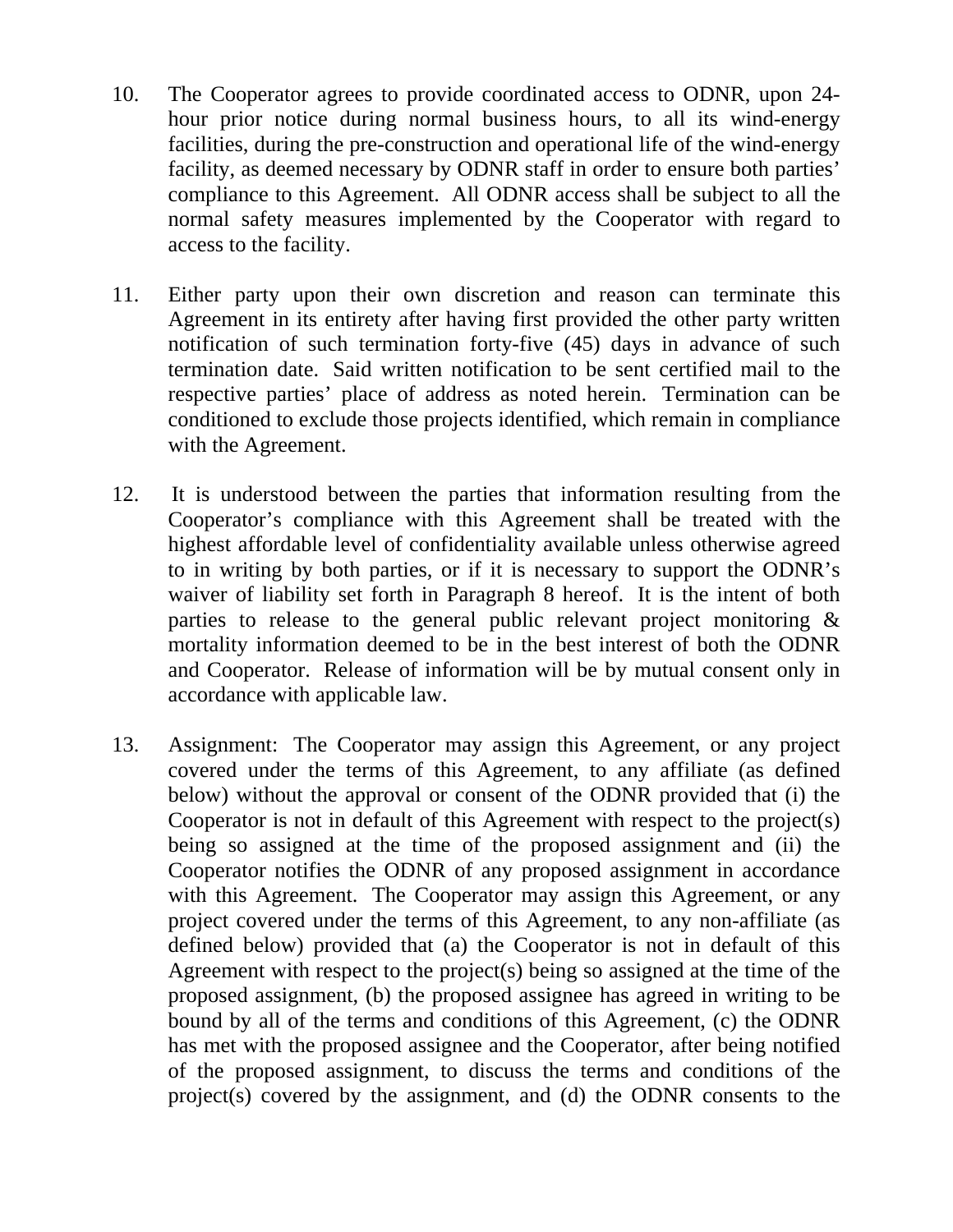10. The Cooperator agrees to provide coordinated access to ODNR, upon 24-hour prior notice during normal business hours, to all its wind-energy facilities, during the pre-construction and operational life of the wind-energy facility, as deemed necessary by ODNR staff in order to ensure both parties' compliance to this Agreement. All ODNR access shall be subject to all the normal safety measures implemented by the Cooperator with regard to access to the facility.

11. Either party upon their own discretion and reason can terminate this Agreement in its entirety after having first provided the other party written notification of such termination forty-five (45) days in advance of such termination date. Said written notification to be sent certified mail to the respective parties' place of address as noted herein. Termination can be conditioned to exclude those projects identified, which remain in compliance with the Agreement.

12. It is understood between the parties that information resulting from the Cooperator's compliance with this Agreement shall be treated with the highest affordable level of confidentiality available unless otherwise agreed to in writing by both parties, or if it is necessary to support the ODNR's waiver of liability set forth in Paragraph 8 hereof. It is the intent of both parties to release to the general public relevant project monitoring & mortality information deemed to be in the best interest of both the ODNR and Cooperator. Release of information will be by mutual consent only in accordance with applicable law.

13. Assignment: The Cooperator may assign this Agreement, or any project covered under the terms of this Agreement, to any affiliate (as defined below) without the approval or consent of the ODNR provided that (i) the Cooperator is not in default of this Agreement with respect to the project(s) being so assigned at the time of the proposed assignment and (ii) the Cooperator notifies the ODNR of any proposed assignment in accordance with this Agreement. The Cooperator may assign this Agreement, or any project covered under the terms of this Agreement, to any non-affiliate (as defined below) provided that (a) the Cooperator is not in default of this Agreement with respect to the project(s) being so assigned at the time of the proposed assignment, (b) the proposed assignee has agreed in writing to be bound by all of the terms and conditions of this Agreement, (c) the ODNR has met with the proposed assignee and the Cooperator, after being notified of the proposed assignment, to discuss the terms and conditions of the project(s) covered by the assignment, and (d) the ODNR consents to the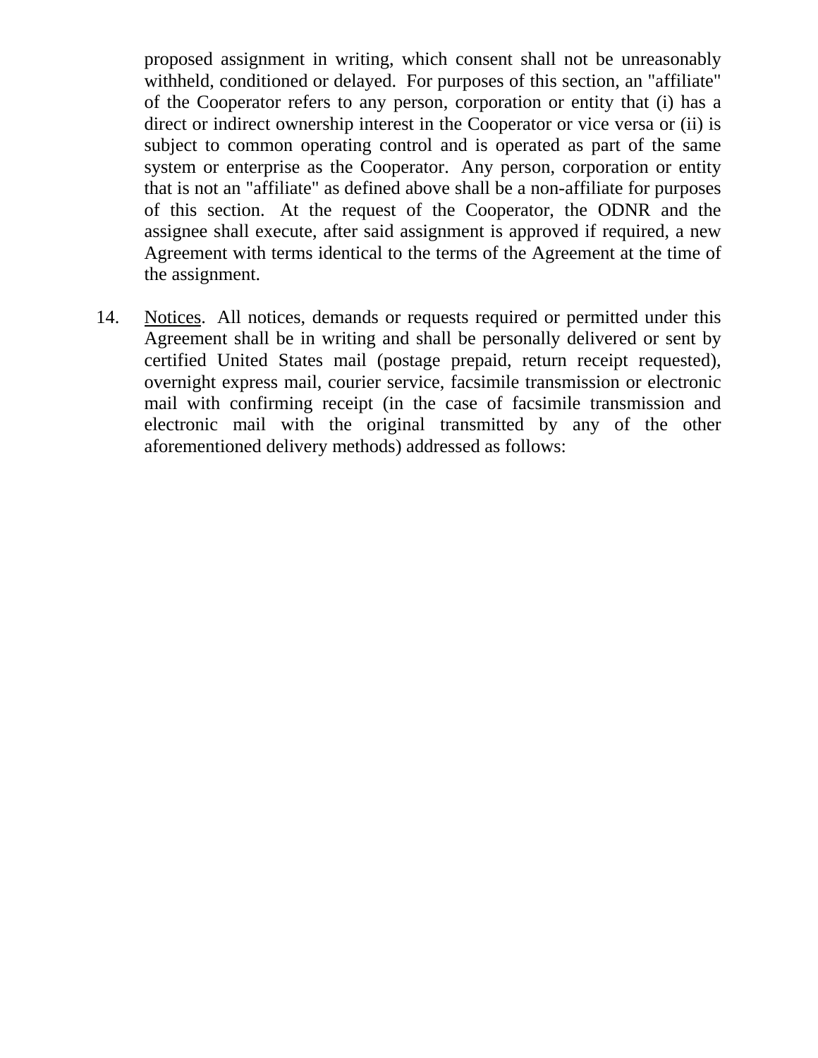proposed assignment in writing, which consent shall not be unreasonably withheld, conditioned or delayed. For purposes of this section, an "affiliate" of the Cooperator refers to any person, corporation or entity that (i) has a direct or indirect ownership interest in the Cooperator or vice versa or (ii) is subject to common operating control and is operated as part of the same system or enterprise as the Cooperator. Any person, corporation or entity that is not an "affiliate" as defined above shall be a non-affiliate for purposes of this section. At the request of the Cooperator, the ODNR and the assignee shall execute, after said assignment is approved if required, a new Agreement with terms identical to the terms of the Agreement at the time of the assignment.

14. Notices. All notices, demands or requests required or permitted under this Agreement shall be in writing and shall be personally delivered or sent by certified United States mail (postage prepaid, return receipt requested), overnight express mail, courier service, facsimile transmission or electronic mail with confirming receipt (in the case of facsimile transmission and electronic mail with the original transmitted by any of the other aforementioned delivery methods) addressed as follows: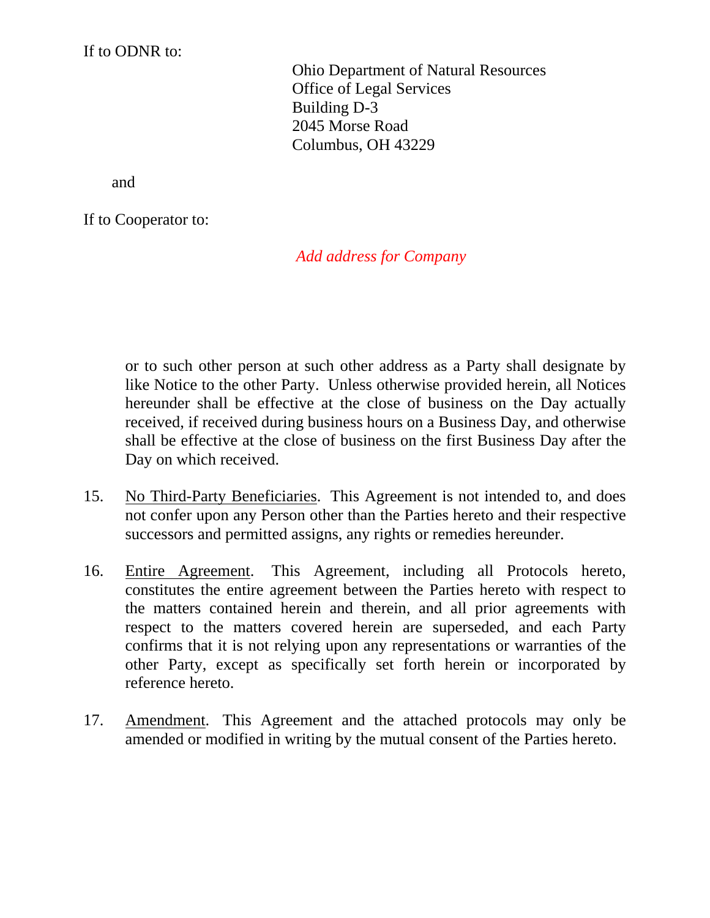If to ODNR to:

Ohio Department of Natural Resources
Office of Legal Services
Building D-3
2045 Morse Road
Columbus, OH 43229

and

If to Cooperator to:

*Add address for Company*

or to such other person at such other address as a Party shall designate by like Notice to the other Party. Unless otherwise provided herein, all Notices hereunder shall be effective at the close of business on the Day actually received, if received during business hours on a Business Day, and otherwise shall be effective at the close of business on the first Business Day after the Day on which received.

15. No Third-Party Beneficiaries. This Agreement is not intended to, and does not confer upon any Person other than the Parties hereto and their respective successors and permitted assigns, any rights or remedies hereunder.

16. Entire Agreement. This Agreement, including all Protocols hereto, constitutes the entire agreement between the Parties hereto with respect to the matters contained herein and therein, and all prior agreements with respect to the matters covered herein are superseded, and each Party confirms that it is not relying upon any representations or warranties of the other Party, except as specifically set forth herein or incorporated by reference hereto.

17. Amendment. This Agreement and the attached protocols may only be amended or modified in writing by the mutual consent of the Parties hereto.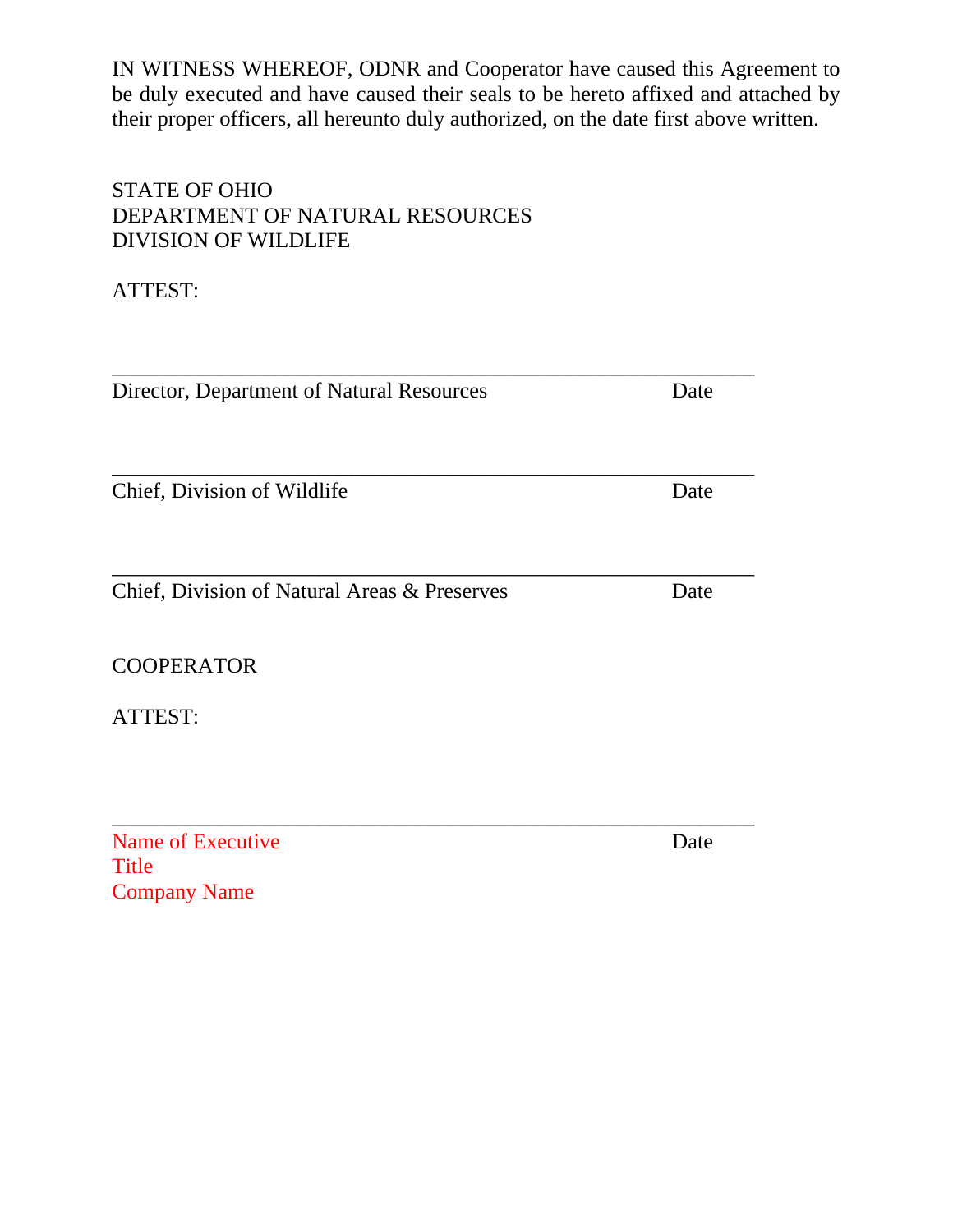IN WITNESS WHEREOF, ODNR and Cooperator have caused this Agreement to be duly executed and have caused their seals to be hereto affixed and attached by their proper officers, all hereunto duly authorized, on the date first above written.

STATE OF OHIO
DEPARTMENT OF NATURAL RESOURCES
DIVISION OF WILDLIFE

ATTEST:

______________________________________________________________

Director, Department of Natural Resources                                        Date

______________________________________________________________

Chief, Division of Wildlife                                                                  Date

______________________________________________________________

Chief, Division of Natural Areas & Preserves                                    Date

COOPERATOR

ATTEST:

______________________________________________________________

Name of Executive                                                                            Date
Title
Company Name